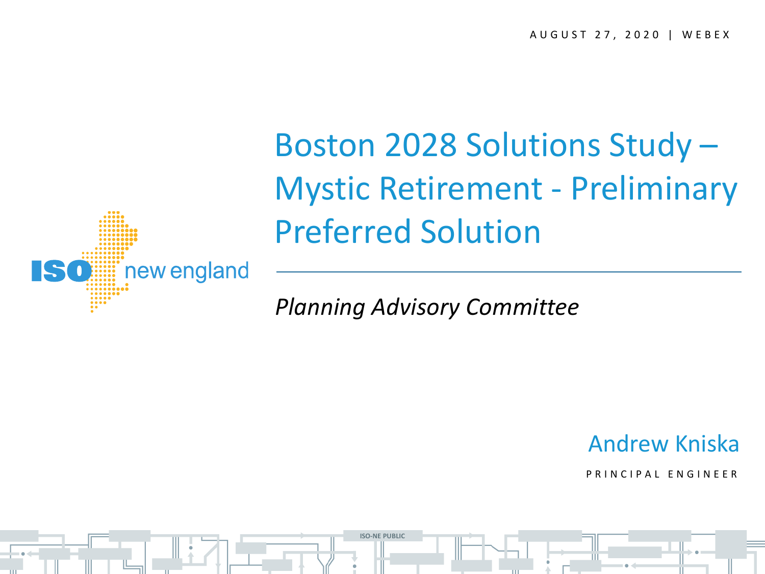AUGUST 27, 2020 | WEBEX

# Boston 2028 Solutions Study – Mystic Retirement - Preliminary Preferred Solution

*Planning Advisory Committee*

Andrew Kniska

PRINCIPAL ENGINEER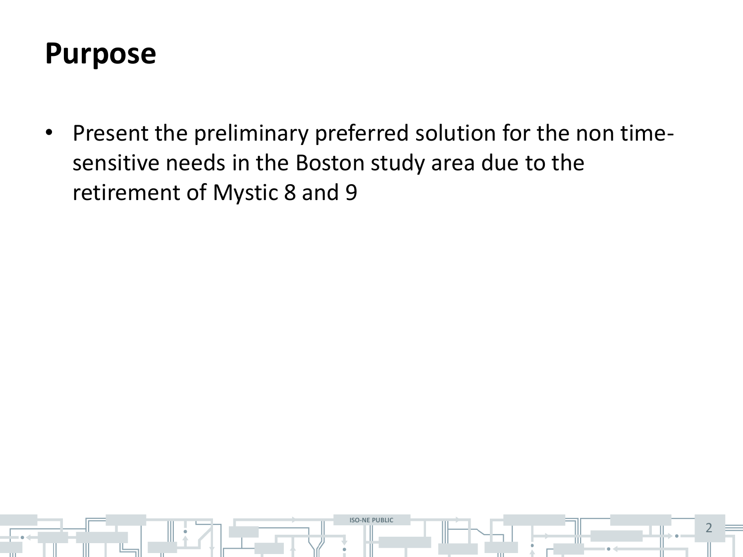# Purpose

- Present the preliminary preferred solution for the non time-sensitive needs in the Boston study area due to the retirement of Mystic 8 and 9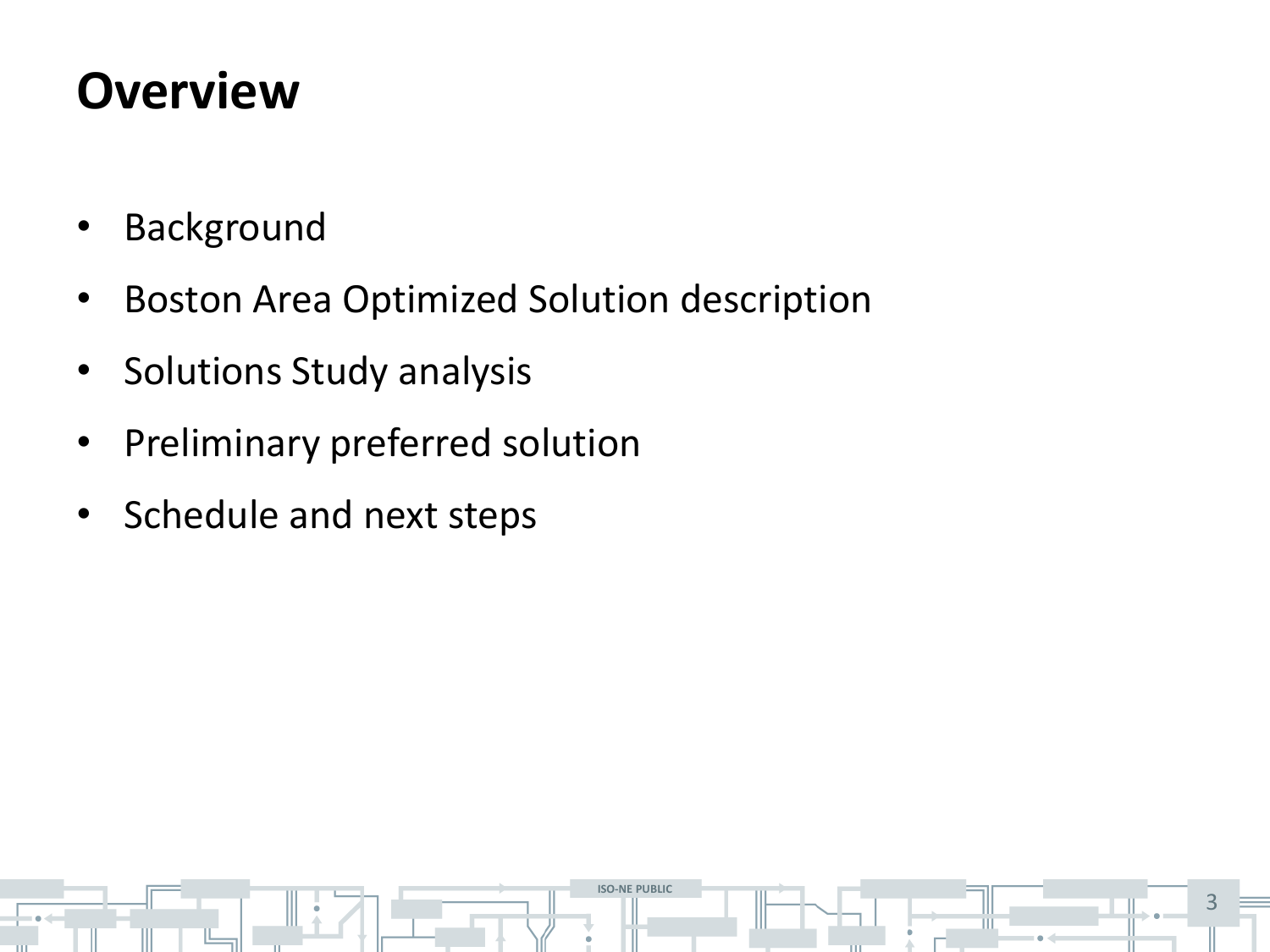# Overview

- Background
- Boston Area Optimized Solution description
- Solutions Study analysis
- Preliminary preferred solution
- Schedule and next steps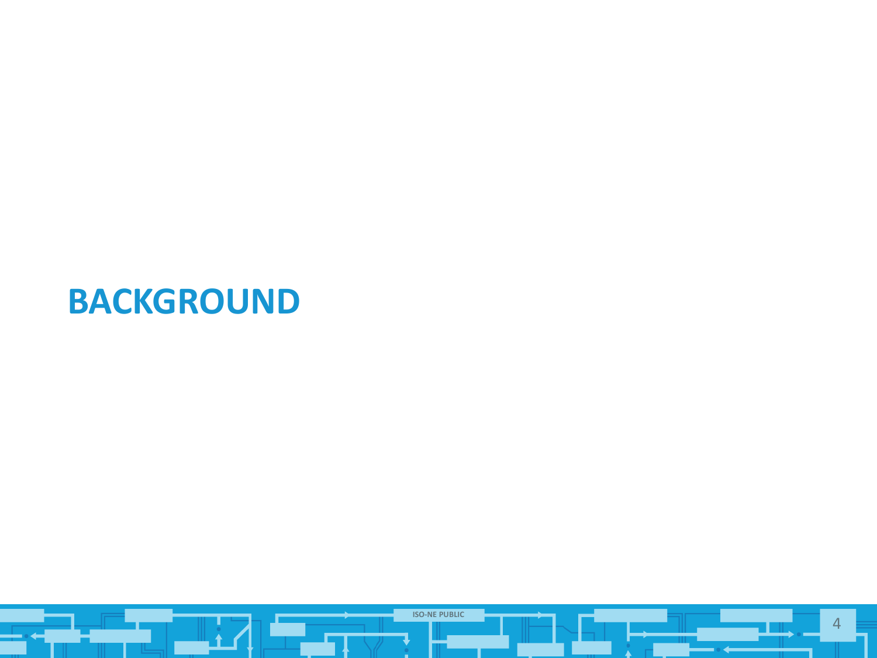# BACKGROUND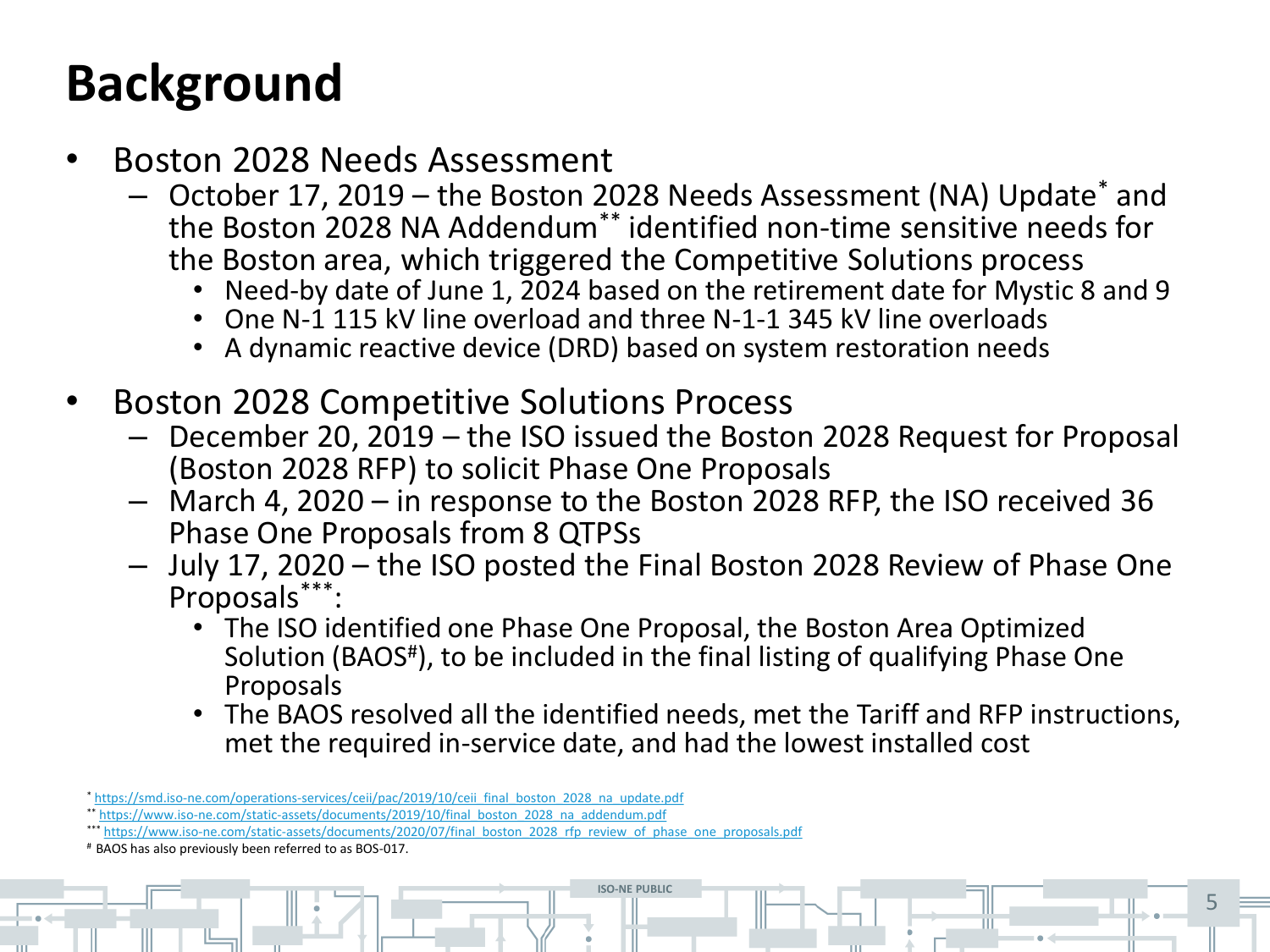# Background

- Boston 2028 Needs Assessment
  - October 17, 2019 – the Boston 2028 Needs Assessment (NA) Update* and the Boston 2028 NA Addendum** identified non-time sensitive needs for the Boston area, which triggered the Competitive Solutions process
    - Need-by date of June 1, 2024 based on the retirement date for Mystic 8 and 9
    - One N-1 115 kV line overload and three N-1-1 345 kV line overloads
    - A dynamic reactive device (DRD) based on system restoration needs

- Boston 2028 Competitive Solutions Process
  - December 20, 2019 – the ISO issued the Boston 2028 Request for Proposal (Boston 2028 RFP) to solicit Phase One Proposals
  - March 4, 2020 – in response to the Boston 2028 RFP, the ISO received 36 Phase One Proposals from 8 QTPSs
  - July 17, 2020 – the ISO posted the Final Boston 2028 Review of Phase One Proposals***:
    - The ISO identified one Phase One Proposal, the Boston Area Optimized Solution (BAOS#), to be included in the final listing of qualifying Phase One Proposals
    - The BAOS resolved all the identified needs, met the Tariff and RFP instructions, met the required in-service date, and had the lowest installed cost

\* https://smd.iso-ne.com/operations-services/ceii/pac/2019/10/ceii_final_boston_2028_na_update.pdf

\*\* https://www.iso-ne.com/static-assets/documents/2019/10/final_boston_2028_na_addendum.pdf

\*\*\* https://www.iso-ne.com/static-assets/documents/2020/07/final_boston_2028_rfp_review_of_phase_one_proposals.pdf

\# BAOS has also previously been referred to as BOS-017.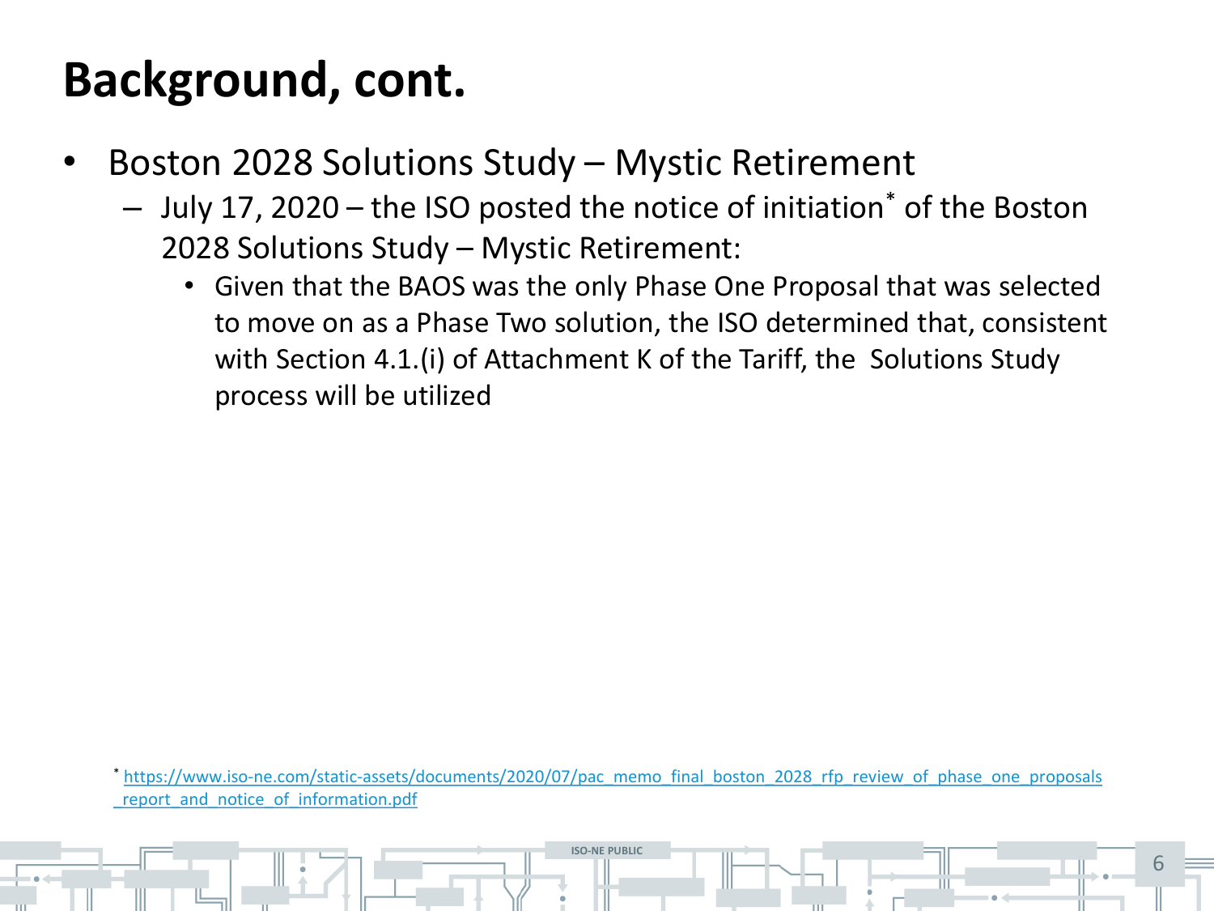# Background, cont.

- Boston 2028 Solutions Study – Mystic Retirement
  - July 17, 2020 – the ISO posted the notice of initiation* of the Boston 2028 Solutions Study – Mystic Retirement:
    - Given that the BAOS was the only Phase One Proposal that was selected to move on as a Phase Two solution, the ISO determined that, consistent with Section 4.1.(i) of Attachment K of the Tariff, the Solutions Study process will be utilized

* https://www.iso-ne.com/static-assets/documents/2020/07/pac_memo_final_boston_2028_rfp_review_of_phase_one_proposals_report_and_notice_of_information.pdf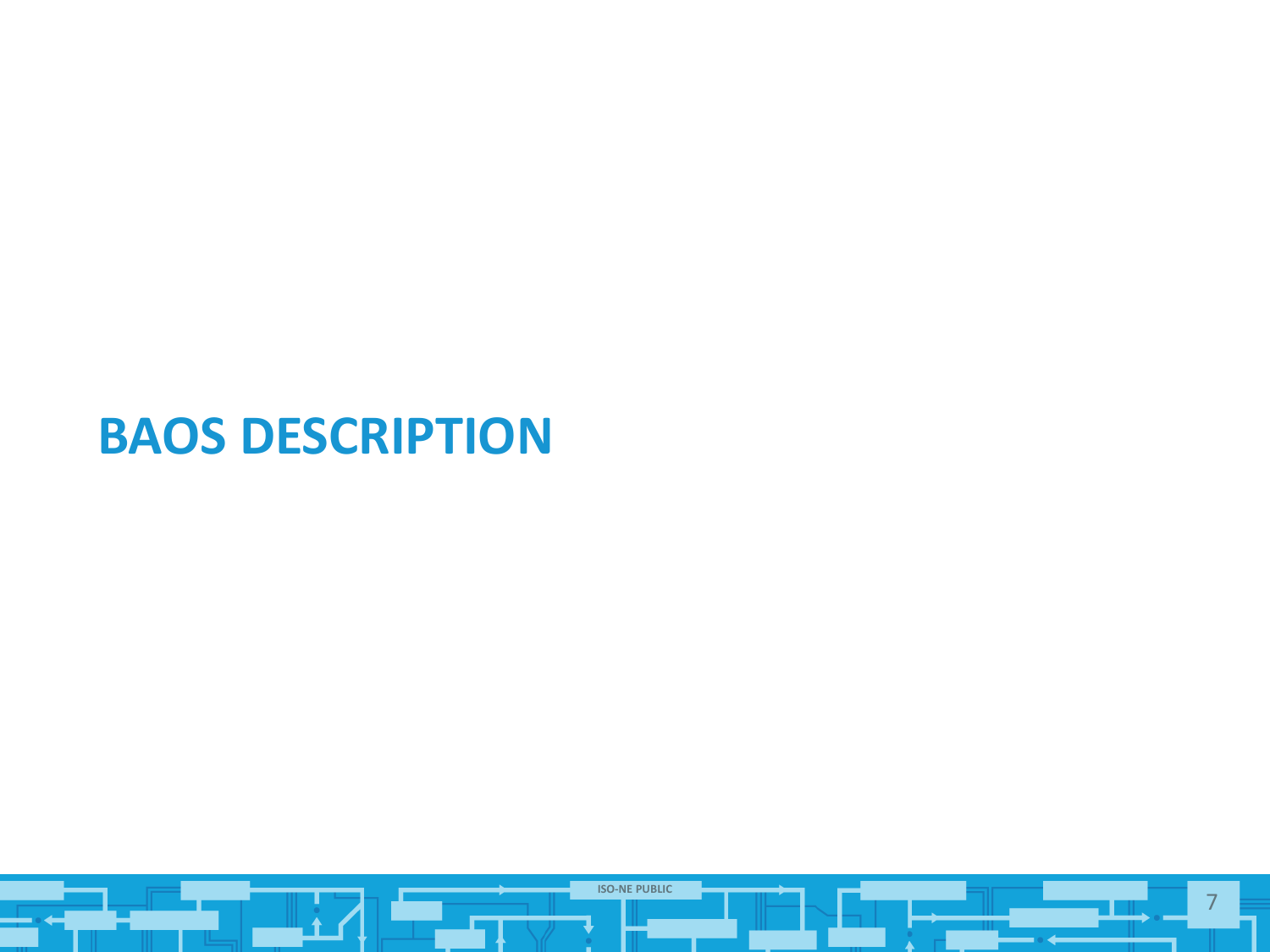# BAOS DESCRIPTION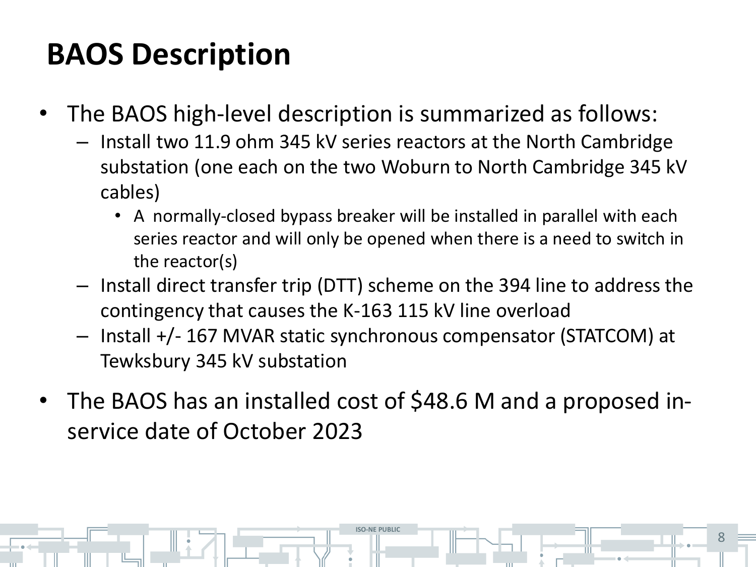# BAOS Description

- The BAOS high-level description is summarized as follows:
  - Install two 11.9 ohm 345 kV series reactors at the North Cambridge substation (one each on the two Woburn to North Cambridge 345 kV cables)
    - A normally-closed bypass breaker will be installed in parallel with each series reactor and will only be opened when there is a need to switch in the reactor(s)
  - Install direct transfer trip (DTT) scheme on the 394 line to address the contingency that causes the K-163 115 kV line overload
  - Install +/- 167 MVAR static synchronous compensator (STATCOM) at Tewksbury 345 kV substation
- The BAOS has an installed cost of $48.6 M and a proposed in-service date of October 2023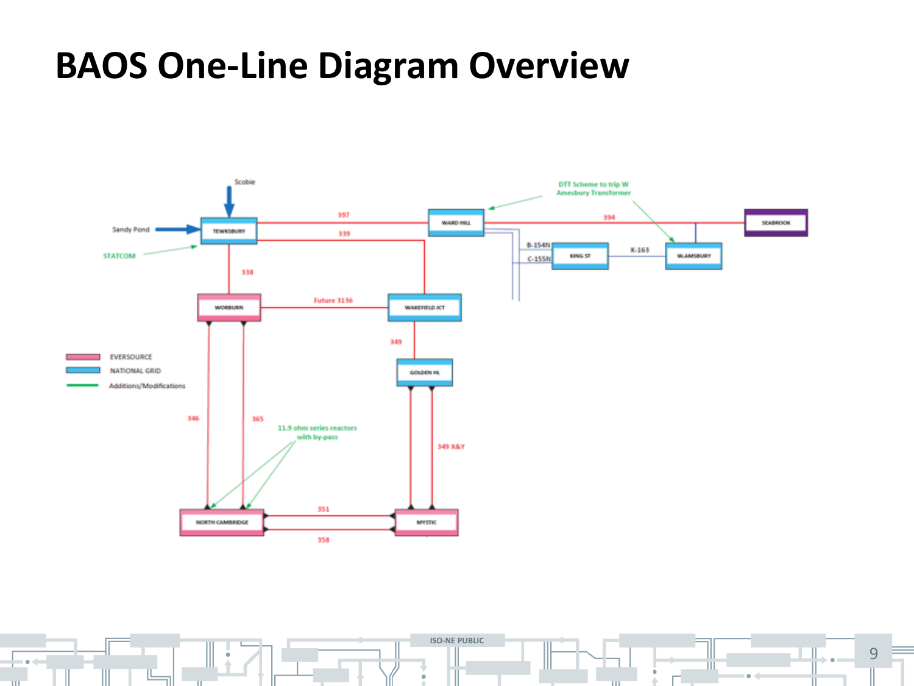# BAOS One-Line Diagram Overview

Scobie

Sandy Pond

STATCOM

TEWKSBURY

397

339

WARD HILL

394

SEABROOK

DTT Scheme to trip W Amesbury Transformer

B-154N

C-155N

KING ST

K-163

W.AMSBURY

338

WORBURN

Future 3136

WAKEFIELD JCT

349

GOLDEN HL

EVERSOURCE

NATIONAL GRID

Additions/Modifications

346

365

11.9 ohm series reactors with by-pass

349 X&Y

NORTH CAMBRIDGE

351

358

MYSTIC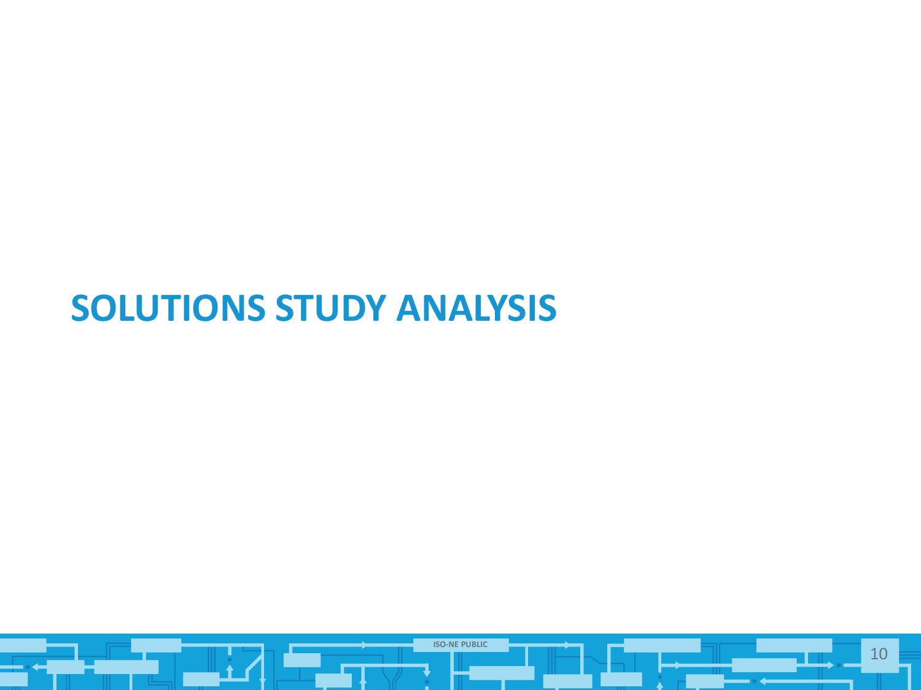# SOLUTIONS STUDY ANALYSIS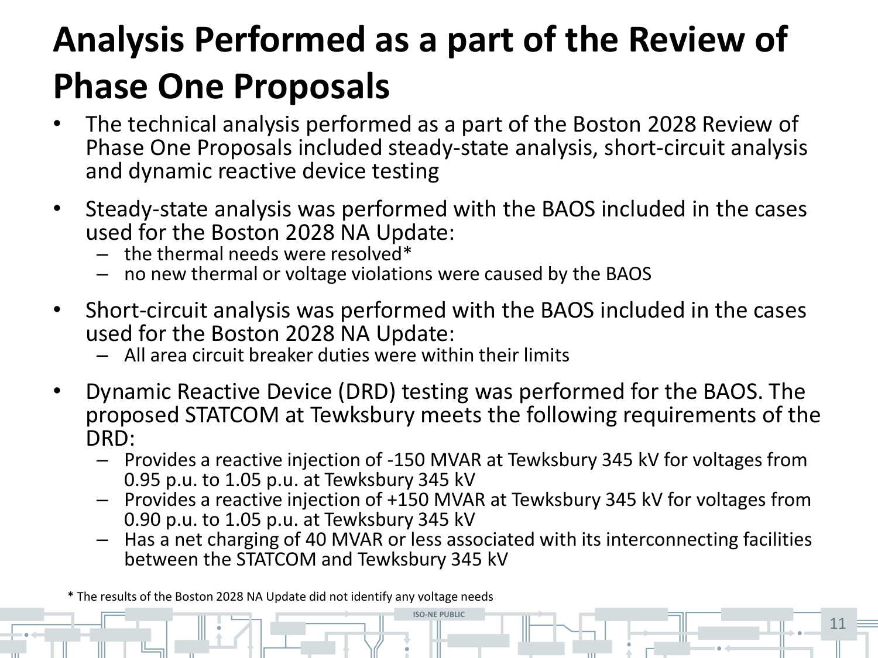# Analysis Performed as a part of the Review of Phase One Proposals

- The technical analysis performed as a part of the Boston 2028 Review of Phase One Proposals included steady-state analysis, short-circuit analysis and dynamic reactive device testing
- Steady-state analysis was performed with the BAOS included in the cases used for the Boston 2028 NA Update:
  - the thermal needs were resolved*
  - no new thermal or voltage violations were caused by the BAOS
- Short-circuit analysis was performed with the BAOS included in the cases used for the Boston 2028 NA Update:
  - All area circuit breaker duties were within their limits
- Dynamic Reactive Device (DRD) testing was performed for the BAOS. The proposed STATCOM at Tewksbury meets the following requirements of the DRD:
  - Provides a reactive injection of -150 MVAR at Tewksbury 345 kV for voltages from 0.95 p.u. to 1.05 p.u. at Tewksbury 345 kV
  - Provides a reactive injection of +150 MVAR at Tewksbury 345 kV for voltages from 0.90 p.u. to 1.05 p.u. at Tewksbury 345 kV
  - Has a net charging of 40 MVAR or less associated with its interconnecting facilities between the STATCOM and Tewksbury 345 kV

\* The results of the Boston 2028 NA Update did not identify any voltage needs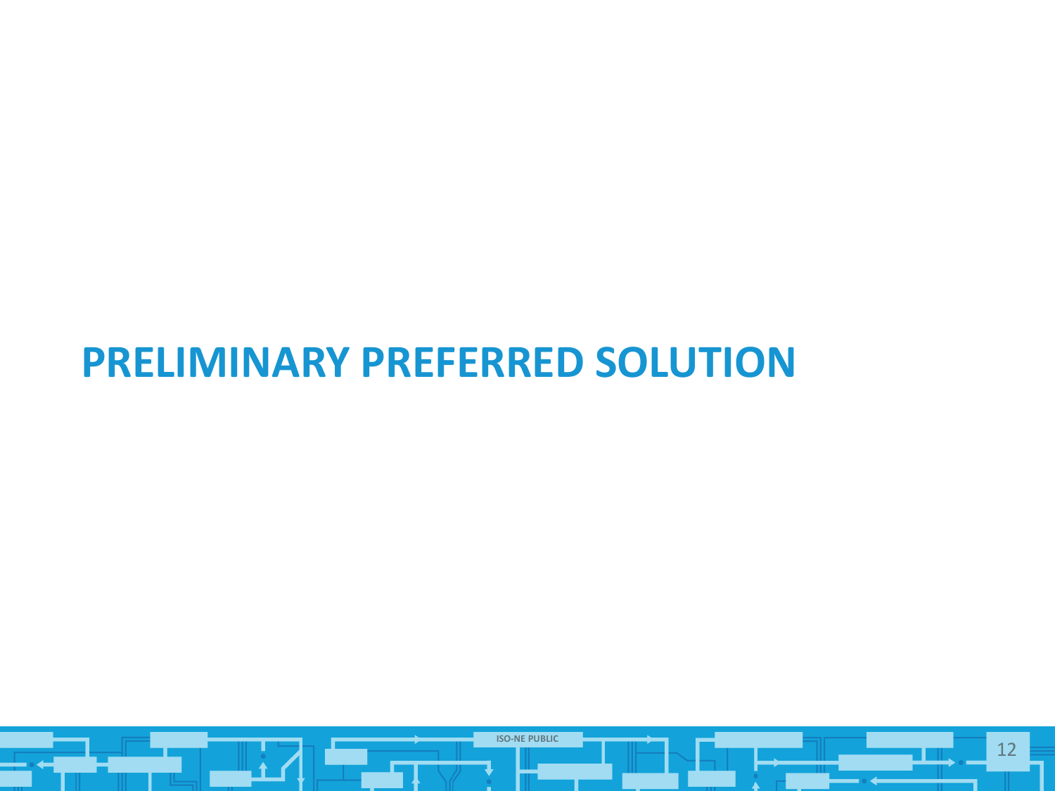# PRELIMINARY PREFERRED SOLUTION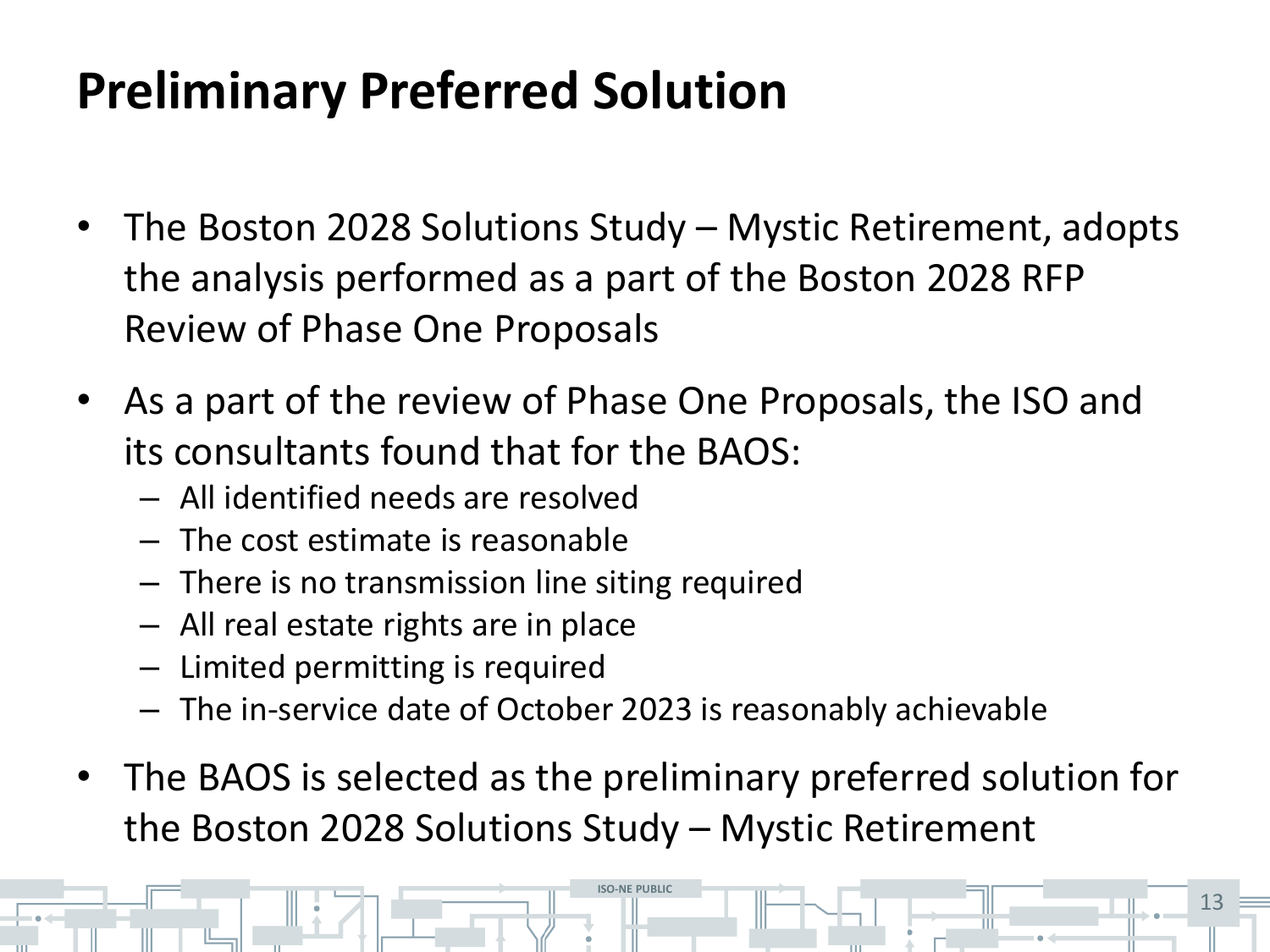# Preliminary Preferred Solution

- The Boston 2028 Solutions Study – Mystic Retirement, adopts the analysis performed as a part of the Boston 2028 RFP Review of Phase One Proposals
- As a part of the review of Phase One Proposals, the ISO and its consultants found that for the BAOS:
  - All identified needs are resolved
  - The cost estimate is reasonable
  - There is no transmission line siting required
  - All real estate rights are in place
  - Limited permitting is required
  - The in-service date of October 2023 is reasonably achievable
- The BAOS is selected as the preliminary preferred solution for the Boston 2028 Solutions Study – Mystic Retirement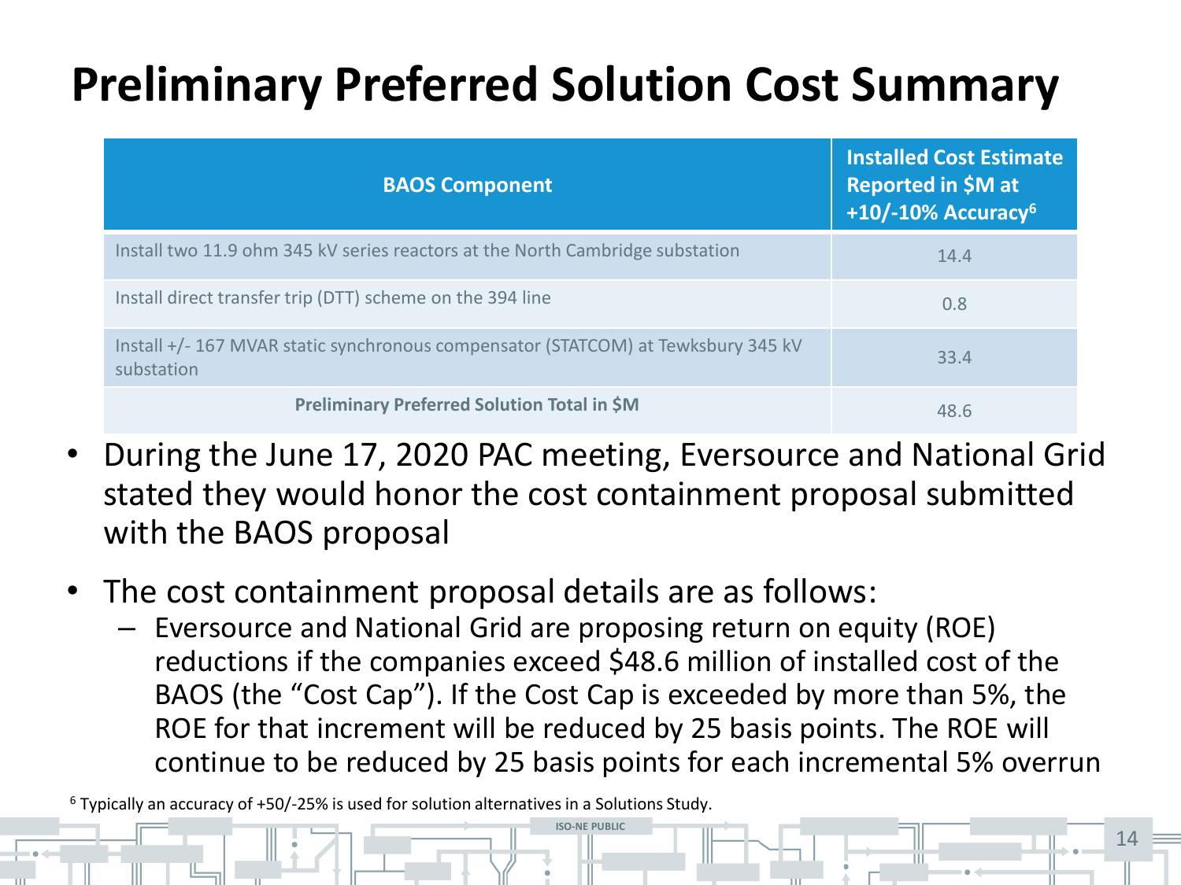# Preliminary Preferred Solution Cost Summary

| BAOS Component | Installed Cost Estimate Reported in $M at +10/-10% Accuracy[6] |
|---|---|
| Install two 11.9 ohm 345 kV series reactors at the North Cambridge substation | 14.4 |
| Install direct transfer trip (DTT) scheme on the 394 line | 0.8 |
| Install +/- 167 MVAR static synchronous compensator (STATCOM) at Tewksbury 345 kV substation | 33.4 |
| **Preliminary Preferred Solution Total in $M** | 48.6 |

- During the June 17, 2020 PAC meeting, Eversource and National Grid stated they would honor the cost containment proposal submitted with the BAOS proposal
- The cost containment proposal details are as follows:
  - Eversource and National Grid are proposing return on equity (ROE) reductions if the companies exceed $48.6 million of installed cost of the BAOS (the "Cost Cap"). If the Cost Cap is exceeded by more than 5%, the ROE for that increment will be reduced by 25 basis points. The ROE will continue to be reduced by 25 basis points for each incremental 5% overrun

[6] Typically an accuracy of +50/-25% is used for solution alternatives in a Solutions Study.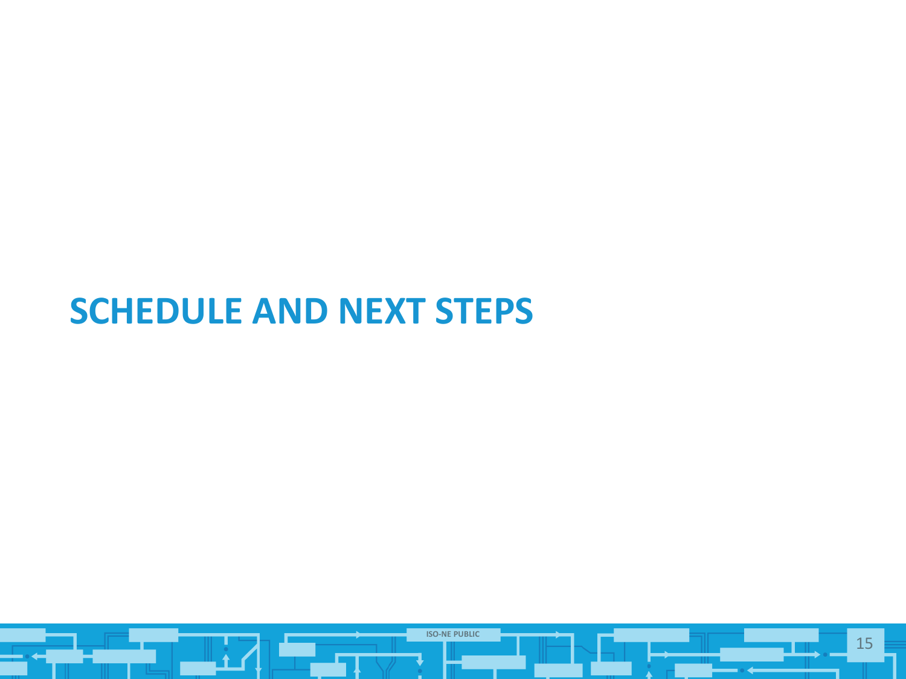# SCHEDULE AND NEXT STEPS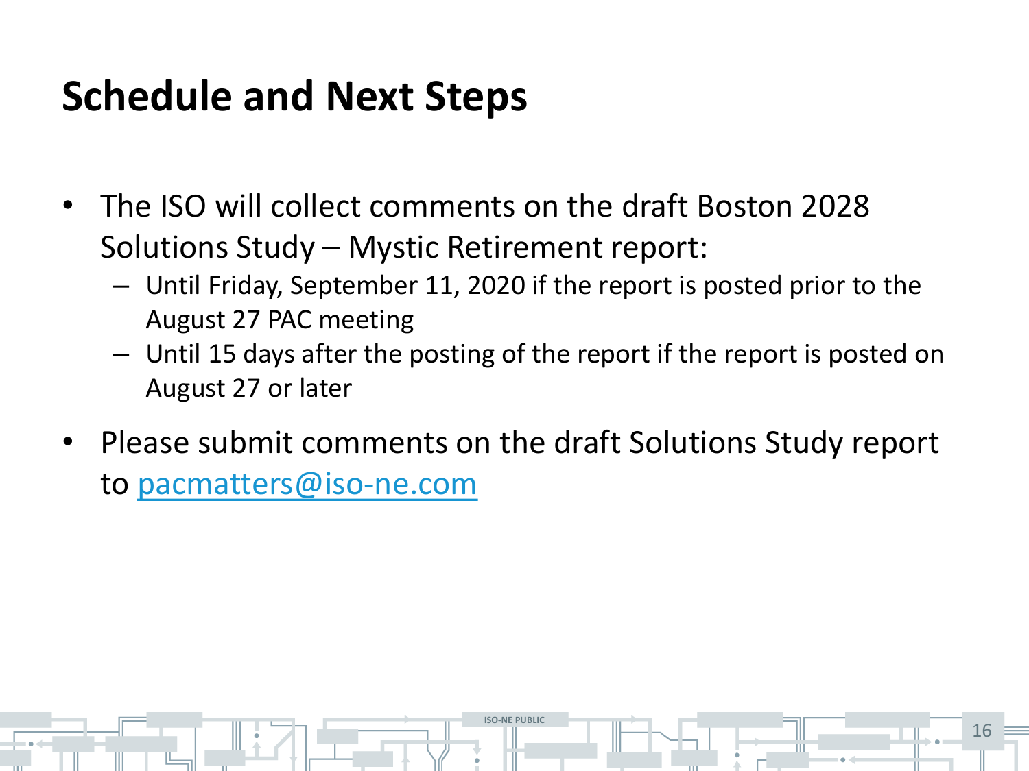# Schedule and Next Steps

- The ISO will collect comments on the draft Boston 2028 Solutions Study – Mystic Retirement report:
  - Until Friday, September 11, 2020 if the report is posted prior to the August 27 PAC meeting
  - Until 15 days after the posting of the report if the report is posted on August 27 or later
- Please submit comments on the draft Solutions Study report to pacmatters@iso-ne.com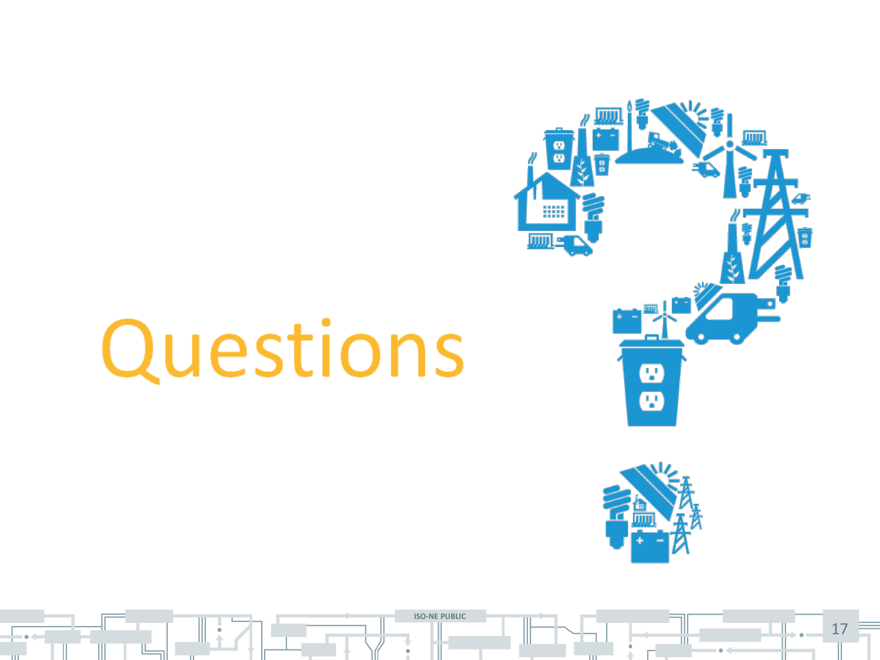# Questions